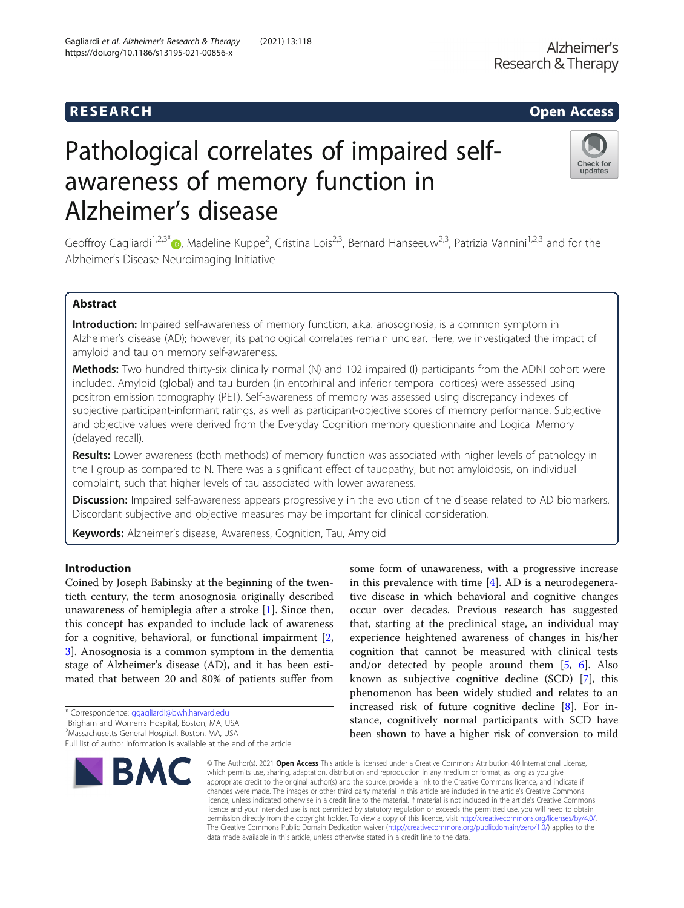RESEARCH

Open Access

# Pathological correlates of impaired self-awareness of memory function in Alzheimer's disease

Geoffroy Gagliardi[1,2,3*], Madeline Kuppe[2], Cristina Lois[2,3], Bernard Hanseeuw[2,3], Patrizia Vannini[1,2,3] and for the Alzheimer's Disease Neuroimaging Initiative

## Abstract

**Introduction:** Impaired self-awareness of memory function, a.k.a. anosognosia, is a common symptom in Alzheimer's disease (AD); however, its pathological correlates remain unclear. Here, we investigated the impact of amyloid and tau on memory self-awareness.

**Methods:** Two hundred thirty-six clinically normal (N) and 102 impaired (I) participants from the ADNI cohort were included. Amyloid (global) and tau burden (in entorhinal and inferior temporal cortices) were assessed using positron emission tomography (PET). Self-awareness of memory was assessed using discrepancy indexes of subjective participant-informant ratings, as well as participant-objective scores of memory performance. Subjective and objective values were derived from the Everyday Cognition memory questionnaire and Logical Memory (delayed recall).

**Results:** Lower awareness (both methods) of memory function was associated with higher levels of pathology in the I group as compared to N. There was a significant effect of tauopathy, but not amyloidosis, on individual complaint, such that higher levels of tau associated with lower awareness.

**Discussion:** Impaired self-awareness appears progressively in the evolution of the disease related to AD biomarkers. Discordant subjective and objective measures may be important for clinical consideration.

**Keywords:** Alzheimer's disease, Awareness, Cognition, Tau, Amyloid

## Introduction

Coined by Joseph Babinsky at the beginning of the twentieth century, the term anosognosia originally described unawareness of hemiplegia after a stroke [1]. Since then, this concept has expanded to include lack of awareness for a cognitive, behavioral, or functional impairment [2, 3]. Anosognosia is a common symptom in the dementia stage of Alzheimer's disease (AD), and it has been estimated that between 20 and 80% of patients suffer from some form of unawareness, with a progressive increase in this prevalence with time [4]. AD is a neurodegenerative disease in which behavioral and cognitive changes occur over decades. Previous research has suggested that, starting at the preclinical stage, an individual may experience heightened awareness of changes in his/her cognition that cannot be measured with clinical tests and/or detected by people around them [5, 6]. Also known as subjective cognitive decline (SCD) [7], this phenomenon has been widely studied and relates to an increased risk of future cognitive decline [8]. For instance, cognitively normal participants with SCD have been shown to have a higher risk of conversion to mild

\* Correspondence: ggagliardi@bwh.harvard.edu
[1]Brigham and Women's Hospital, Boston, MA, USA
[2]Massachusetts General Hospital, Boston, MA, USA
Full list of author information is available at the end of the article

© The Author(s). 2021 **Open Access** This article is licensed under a Creative Commons Attribution 4.0 International License, which permits use, sharing, adaptation, distribution and reproduction in any medium or format, as long as you give appropriate credit to the original author(s) and the source, provide a link to the Creative Commons licence, and indicate if changes were made. The images or other third party material in this article are included in the article's Creative Commons licence, unless indicated otherwise in a credit line to the material. If material is not included in the article's Creative Commons licence and your intended use is not permitted by statutory regulation or exceeds the permitted use, you will need to obtain permission directly from the copyright holder. To view a copy of this licence, visit http://creativecommons.org/licenses/by/4.0/. The Creative Commons Public Domain Dedication waiver (http://creativecommons.org/publicdomain/zero/1.0/) applies to the data made available in this article, unless otherwise stated in a credit line to the data.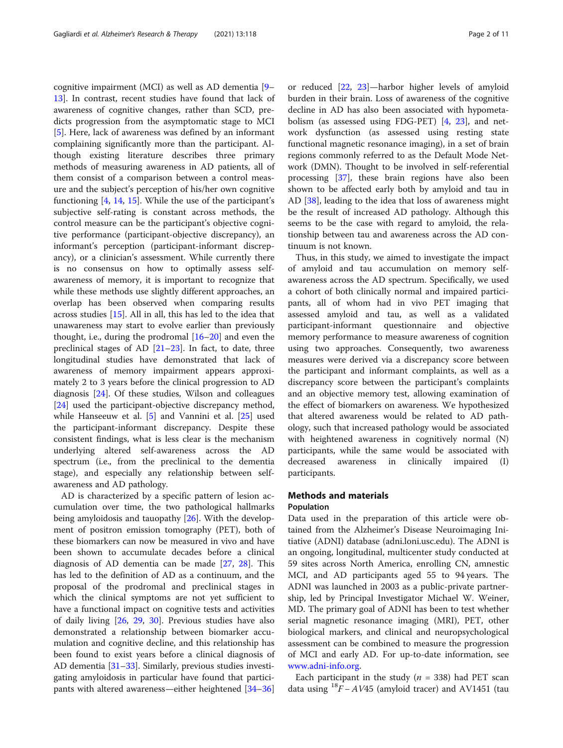cognitive impairment (MCI) as well as AD dementia [9–13]. In contrast, recent studies have found that lack of awareness of cognitive changes, rather than SCD, predicts progression from the asymptomatic stage to MCI [5]. Here, lack of awareness was defined by an informant complaining significantly more than the participant. Although existing literature describes three primary methods of measuring awareness in AD patients, all of them consist of a comparison between a control measure and the subject's perception of his/her own cognitive functioning [4, 14, 15]. While the use of the participant's subjective self-rating is constant across methods, the control measure can be the participant's objective cognitive performance (participant-objective discrepancy), an informant's perception (participant-informant discrepancy), or a clinician's assessment. While currently there is no consensus on how to optimally assess self-awareness of memory, it is important to recognize that while these methods use slightly different approaches, an overlap has been observed when comparing results across studies [15]. All in all, this has led to the idea that unawareness may start to evolve earlier than previously thought, i.e., during the prodromal [16–20] and even the preclinical stages of AD [21–23]. In fact, to date, three longitudinal studies have demonstrated that lack of awareness of memory impairment appears approximately 2 to 3 years before the clinical progression to AD diagnosis [24]. Of these studies, Wilson and colleagues [24] used the participant-objective discrepancy method, while Hanseeuw et al. [5] and Vannini et al. [25] used the participant-informant discrepancy. Despite these consistent findings, what is less clear is the mechanism underlying altered self-awareness across the AD spectrum (i.e., from the preclinical to the dementia stage), and especially any relationship between self-awareness and AD pathology.

AD is characterized by a specific pattern of lesion accumulation over time, the two pathological hallmarks being amyloidosis and tauopathy [26]. With the development of positron emission tomography (PET), both of these biomarkers can now be measured in vivo and have been shown to accumulate decades before a clinical diagnosis of AD dementia can be made [27, 28]. This has led to the definition of AD as a continuum, and the proposal of the prodromal and preclinical stages in which the clinical symptoms are not yet sufficient to have a functional impact on cognitive tests and activities of daily living [26, 29, 30]. Previous studies have also demonstrated a relationship between biomarker accumulation and cognitive decline, and this relationship has been found to exist years before a clinical diagnosis of AD dementia [31–33]. Similarly, previous studies investigating amyloidosis in particular have found that participants with altered awareness—either heightened [34–36] or reduced [22, 23]—harbor higher levels of amyloid burden in their brain. Loss of awareness of the cognitive decline in AD has also been associated with hypometabolism (as assessed using FDG-PET) [4, 23], and network dysfunction (as assessed using resting state functional magnetic resonance imaging), in a set of brain regions commonly referred to as the Default Mode Network (DMN). Thought to be involved in self-referential processing [37], these brain regions have also been shown to be affected early both by amyloid and tau in AD [38], leading to the idea that loss of awareness might be the result of increased AD pathology. Although this seems to be the case with regard to amyloid, the relationship between tau and awareness across the AD continuum is not known.

Thus, in this study, we aimed to investigate the impact of amyloid and tau accumulation on memory self-awareness across the AD spectrum. Specifically, we used a cohort of both clinically normal and impaired participants, all of whom had in vivo PET imaging that assessed amyloid and tau, as well as a validated participant-informant questionnaire and objective memory performance to measure awareness of cognition using two approaches. Consequently, two awareness measures were derived via a discrepancy score between the participant and informant complaints, as well as a discrepancy score between the participant's complaints and an objective memory test, allowing examination of the effect of biomarkers on awareness. We hypothesized that altered awareness would be related to AD pathology, such that increased pathology would be associated with heightened awareness in cognitively normal (N) participants, while the same would be associated with decreased awareness in clinically impaired (I) participants.

## Methods and materials

### Population

Data used in the preparation of this article were obtained from the Alzheimer's Disease Neuroimaging Initiative (ADNI) database (adni.loni.usc.edu). The ADNI is an ongoing, longitudinal, multicenter study conducted at 59 sites across North America, enrolling CN, amnestic MCI, and AD participants aged 55 to 94 years. The ADNI was launched in 2003 as a public-private partnership, led by Principal Investigator Michael W. Weiner, MD. The primary goal of ADNI has been to test whether serial magnetic resonance imaging (MRI), PET, other biological markers, and clinical and neuropsychological assessment can be combined to measure the progression of MCI and early AD. For up-to-date information, see www.adni-info.org.

Each participant in the study ($n$ = 338) had PET scan data using $^{18}F-AV45$ (amyloid tracer) and AV1451 (tau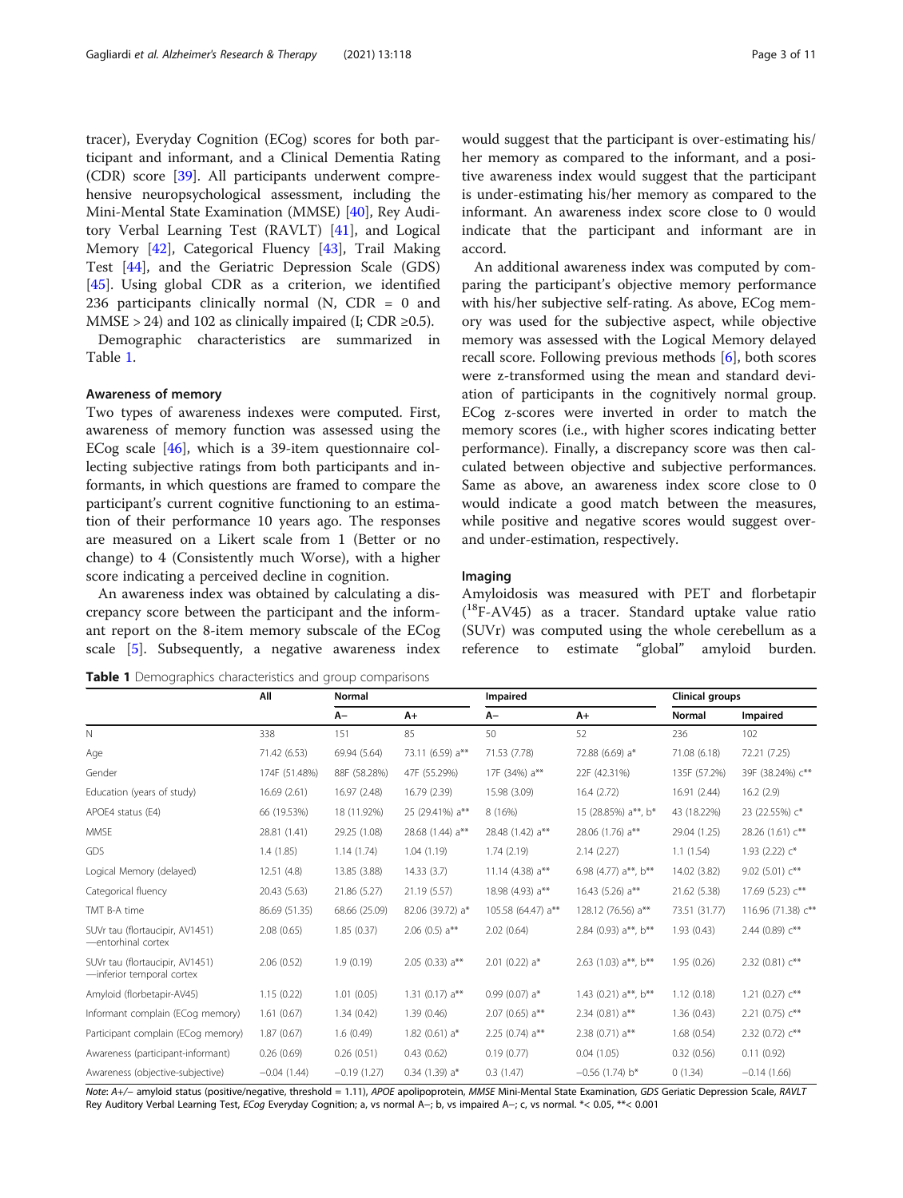tracer), Everyday Cognition (ECog) scores for both participant and informant, and a Clinical Dementia Rating (CDR) score [39]. All participants underwent comprehensive neuropsychological assessment, including the Mini-Mental State Examination (MMSE) [40], Rey Auditory Verbal Learning Test (RAVLT) [41], and Logical Memory [42], Categorical Fluency [43], Trail Making Test [44], and the Geriatric Depression Scale (GDS) [45]. Using global CDR as a criterion, we identified 236 participants clinically normal (N, CDR = 0 and MMSE > 24) and 102 as clinically impaired (I; CDR ≥0.5).

Demographic characteristics are summarized in Table 1.

### Awareness of memory

Two types of awareness indexes were computed. First, awareness of memory function was assessed using the ECog scale [46], which is a 39-item questionnaire collecting subjective ratings from both participants and informants, in which questions are framed to compare the participant's current cognitive functioning to an estimation of their performance 10 years ago. The responses are measured on a Likert scale from 1 (Better or no change) to 4 (Consistently much Worse), with a higher score indicating a perceived decline in cognition.

An awareness index was obtained by calculating a discrepancy score between the participant and the informant report on the 8-item memory subscale of the ECog scale [5]. Subsequently, a negative awareness index would suggest that the participant is over-estimating his/her memory as compared to the informant, and a positive awareness index would suggest that the participant is under-estimating his/her memory as compared to the informant. An awareness index score close to 0 would indicate that the participant and informant are in accord.

An additional awareness index was computed by comparing the participant's objective memory performance with his/her subjective self-rating. As above, ECog memory was used for the subjective aspect, while objective memory was assessed with the Logical Memory delayed recall score. Following previous methods [6], both scores were z-transformed using the mean and standard deviation of participants in the cognitively normal group. ECog z-scores were inverted in order to match the memory scores (i.e., with higher scores indicating better performance). Finally, a discrepancy score was then calculated between objective and subjective performances. Same as above, an awareness index score close to 0 would indicate a good match between the measures, while positive and negative scores would suggest over- and under-estimation, respectively.

### Imaging

Amyloidosis was measured with PET and florbetapir ($^{18}$F-AV45) as a tracer. Standard uptake value ratio (SUVr) was computed using the whole cerebellum as a reference to estimate "global" amyloid burden.

**Table 1** Demographics characteristics and group comparisons

| | All | Normal | | Impaired | | Clinical groups | |
|---|---|---|---|---|---|---|---|
| | | A− | A+ | A− | A+ | Normal | Impaired |
| N | 338 | 151 | 85 | 50 | 52 | 236 | 102 |
| Age | 71.42 (6.53) | 69.94 (5.64) | 73.11 (6.59) a** | 71.53 (7.78) | 72.88 (6.69) a* | 71.08 (6.18) | 72.21 (7.25) |
| Gender | 174F (51.48%) | 88F (58.28%) | 47F (55.29%) | 17F (34%) a** | 22F (42.31%) | 135F (57.2%) | 39F (38.24%) c** |
| Education (years of study) | 16.69 (2.61) | 16.97 (2.48) | 16.79 (2.39) | 15.98 (3.09) | 16.4 (2.72) | 16.91 (2.44) | 16.2 (2.9) |
| APOE4 status (E4) | 66 (19.53%) | 18 (11.92%) | 25 (29.41%) a** | 8 (16%) | 15 (28.85%) a**, b* | 43 (18.22%) | 23 (22.55%) c* |
| MMSE | 28.81 (1.41) | 29.25 (1.08) | 28.68 (1.44) a** | 28.48 (1.42) a** | 28.06 (1.76) a** | 29.04 (1.25) | 28.26 (1.61) c** |
| GDS | 1.4 (1.85) | 1.14 (1.74) | 1.04 (1.19) | 1.74 (2.19) | 2.14 (2.27) | 1.1 (1.54) | 1.93 (2.22) c* |
| Logical Memory (delayed) | 12.51 (4.8) | 13.85 (3.88) | 14.33 (3.7) | 11.14 (4.38) a** | 6.98 (4.77) a**, b** | 14.02 (3.82) | 9.02 (5.01) c** |
| Categorical fluency | 20.43 (5.63) | 21.86 (5.27) | 21.19 (5.57) | 18.98 (4.93) a** | 16.43 (5.26) a** | 21.62 (5.38) | 17.69 (5.23) c** |
| TMT B-A time | 86.69 (51.35) | 68.66 (25.09) | 82.06 (39.72) a* | 105.58 (64.47) a** | 128.12 (76.56) a** | 73.51 (31.77) | 116.96 (71.38) c** |
| SUVr tau (flortaucipir, AV1451)—entorhinal cortex | 2.08 (0.65) | 1.85 (0.37) | 2.06 (0.5) a** | 2.02 (0.64) | 2.84 (0.93) a**, b** | 1.93 (0.43) | 2.44 (0.89) c** |
| SUVr tau (flortaucipir, AV1451)—inferior temporal cortex | 2.06 (0.52) | 1.9 (0.19) | 2.05 (0.33) a** | 2.01 (0.22) a* | 2.63 (1.03) a**, b** | 1.95 (0.26) | 2.32 (0.81) c** |
| Amyloid (florbetapir-AV45) | 1.15 (0.22) | 1.01 (0.05) | 1.31 (0.17) a** | 0.99 (0.07) a* | 1.43 (0.21) a**, b** | 1.12 (0.18) | 1.21 (0.27) c** |
| Informant complain (ECog memory) | 1.61 (0.67) | 1.34 (0.42) | 1.39 (0.46) | 2.07 (0.65) a** | 2.34 (0.81) a** | 1.36 (0.43) | 2.21 (0.75) c** |
| Participant complain (ECog memory) | 1.87 (0.67) | 1.6 (0.49) | 1.82 (0.61) a* | 2.25 (0.74) a** | 2.38 (0.71) a** | 1.68 (0.54) | 2.32 (0.72) c** |
| Awareness (participant-informant) | 0.26 (0.69) | 0.26 (0.51) | 0.43 (0.62) | 0.19 (0.77) | 0.04 (1.05) | 0.32 (0.56) | 0.11 (0.92) |
| Awareness (objective-subjective) | −0.04 (1.44) | −0.19 (1.27) | 0.34 (1.39) a* | 0.3 (1.47) | −0.56 (1.74) b* | 0 (1.34) | −0.14 (1.66) |

*Note*: A+/− amyloid status (positive/negative, threshold = 1.11), *APOE* apolipoprotein, *MMSE* Mini-Mental State Examination, *GDS* Geriatric Depression Scale, *RAVLT* Rey Auditory Verbal Learning Test, *ECog* Everyday Cognition; a, vs normal A−; b, vs impaired A−; c, vs normal. *< 0.05, **< 0.001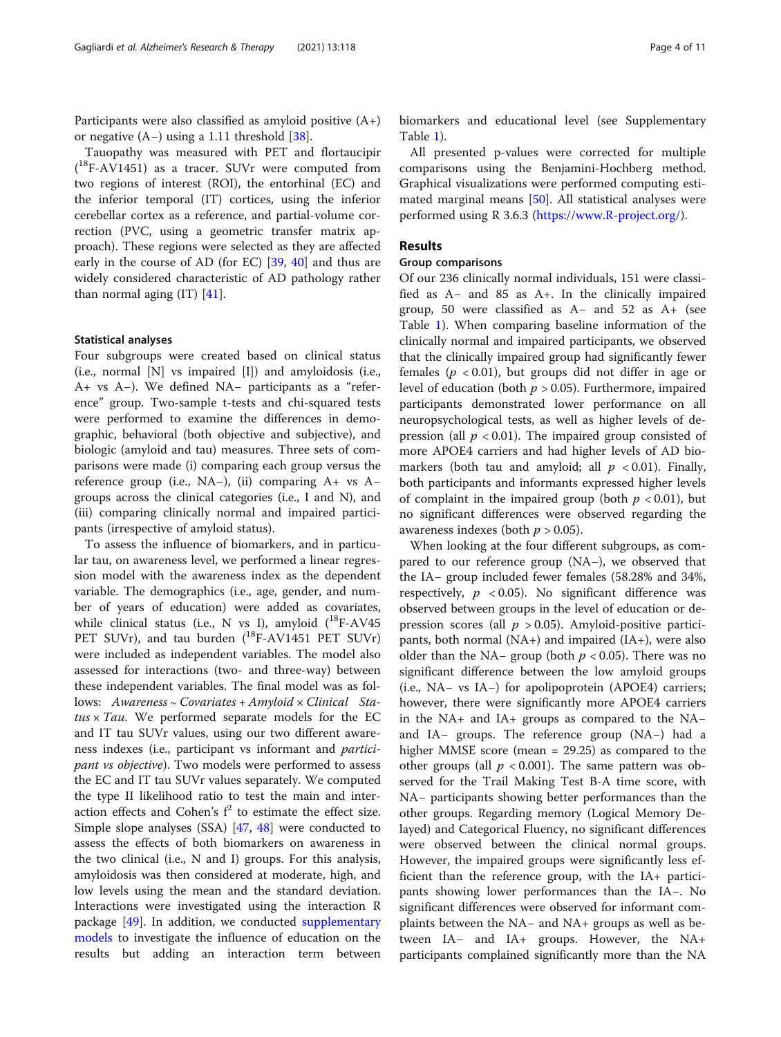Participants were also classified as amyloid positive (A+) or negative (A−) using a 1.11 threshold [38].

Tauopathy was measured with PET and flortaucipir ($^{18}$F-AV1451) as a tracer. SUVr were computed from two regions of interest (ROI), the entorhinal (EC) and the inferior temporal (IT) cortices, using the inferior cerebellar cortex as a reference, and partial-volume correction (PVC, using a geometric transfer matrix approach). These regions were selected as they are affected early in the course of AD (for EC) [39, 40] and thus are widely considered characteristic of AD pathology rather than normal aging (IT) [41].

#### Statistical analyses

Four subgroups were created based on clinical status (i.e., normal [N] vs impaired [I]) and amyloidosis (i.e., A+ vs A−). We defined NA− participants as a "reference" group. Two-sample t-tests and chi-squared tests were performed to examine the differences in demographic, behavioral (both objective and subjective), and biologic (amyloid and tau) measures. Three sets of comparisons were made (i) comparing each group versus the reference group (i.e., NA−), (ii) comparing A+ vs A− groups across the clinical categories (i.e., I and N), and (iii) comparing clinically normal and impaired participants (irrespective of amyloid status).

To assess the influence of biomarkers, and in particular tau, on awareness level, we performed a linear regression model with the awareness index as the dependent variable. The demographics (i.e., age, gender, and number of years of education) were added as covariates, while clinical status (i.e., N vs I), amyloid ($^{18}$F-AV45 PET SUVr), and tau burden ($^{18}$F-AV1451 PET SUVr) were included as independent variables. The model also assessed for interactions (two- and three-way) between these independent variables. The final model was as follows: *Awareness ~ Covariates + Amyloid × Clinical Status × Tau*. We performed separate models for the EC and IT tau SUVr values, using our two different awareness indexes (i.e., participant vs informant and *participant vs objective*). Two models were performed to assess the EC and IT tau SUVr values separately. We computed the type II likelihood ratio to test the main and interaction effects and Cohen's $f^2$ to estimate the effect size. Simple slope analyses (SSA) [47, 48] were conducted to assess the effects of both biomarkers on awareness in the two clinical (i.e., N and I) groups. For this analysis, amyloidosis was then considered at moderate, high, and low levels using the mean and the standard deviation. Interactions were investigated using the interaction R package [49]. In addition, we conducted supplementary models to investigate the influence of education on the results but adding an interaction term between biomarkers and educational level (see Supplementary Table 1).

All presented p-values were corrected for multiple comparisons using the Benjamini-Hochberg method. Graphical visualizations were performed computing estimated marginal means [50]. All statistical analyses were performed using R 3.6.3 (https://www.R-project.org/).

## Results

### Group comparisons

Of our 236 clinically normal individuals, 151 were classified as A− and 85 as A+. In the clinically impaired group, 50 were classified as A− and 52 as A+ (see Table 1). When comparing baseline information of the clinically normal and impaired participants, we observed that the clinically impaired group had significantly fewer females ($p < 0.01$), but groups did not differ in age or level of education (both $p > 0.05$). Furthermore, impaired participants demonstrated lower performance on all neuropsychological tests, as well as higher levels of depression (all $p < 0.01$). The impaired group consisted of more APOE4 carriers and had higher levels of AD biomarkers (both tau and amyloid; all $p < 0.01$). Finally, both participants and informants expressed higher levels of complaint in the impaired group (both $p < 0.01$), but no significant differences were observed regarding the awareness indexes (both $p > 0.05$).

When looking at the four different subgroups, as compared to our reference group (NA−), we observed that the IA− group included fewer females (58.28% and 34%, respectively, $p < 0.05$). No significant difference was observed between groups in the level of education or depression scores (all $p > 0.05$). Amyloid-positive participants, both normal (NA+) and impaired (IA+), were also older than the NA− group (both $p < 0.05$). There was no significant difference between the low amyloid groups (i.e., NA− vs IA−) for apolipoprotein (APOE4) carriers; however, there were significantly more APOE4 carriers in the NA+ and IA+ groups as compared to the NA− and IA− groups. The reference group (NA−) had a higher MMSE score (mean = 29.25) as compared to the other groups (all $p < 0.001$). The same pattern was observed for the Trail Making Test B-A time score, with NA− participants showing better performances than the other groups. Regarding memory (Logical Memory Delayed) and Categorical Fluency, no significant differences were observed between the clinical normal groups. However, the impaired groups were significantly less efficient than the reference group, with the IA+ participants showing lower performances than the IA−. No significant differences were observed for informant complaints between the NA− and NA+ groups as well as between IA− and IA+ groups. However, the NA+ participants complained significantly more than the NA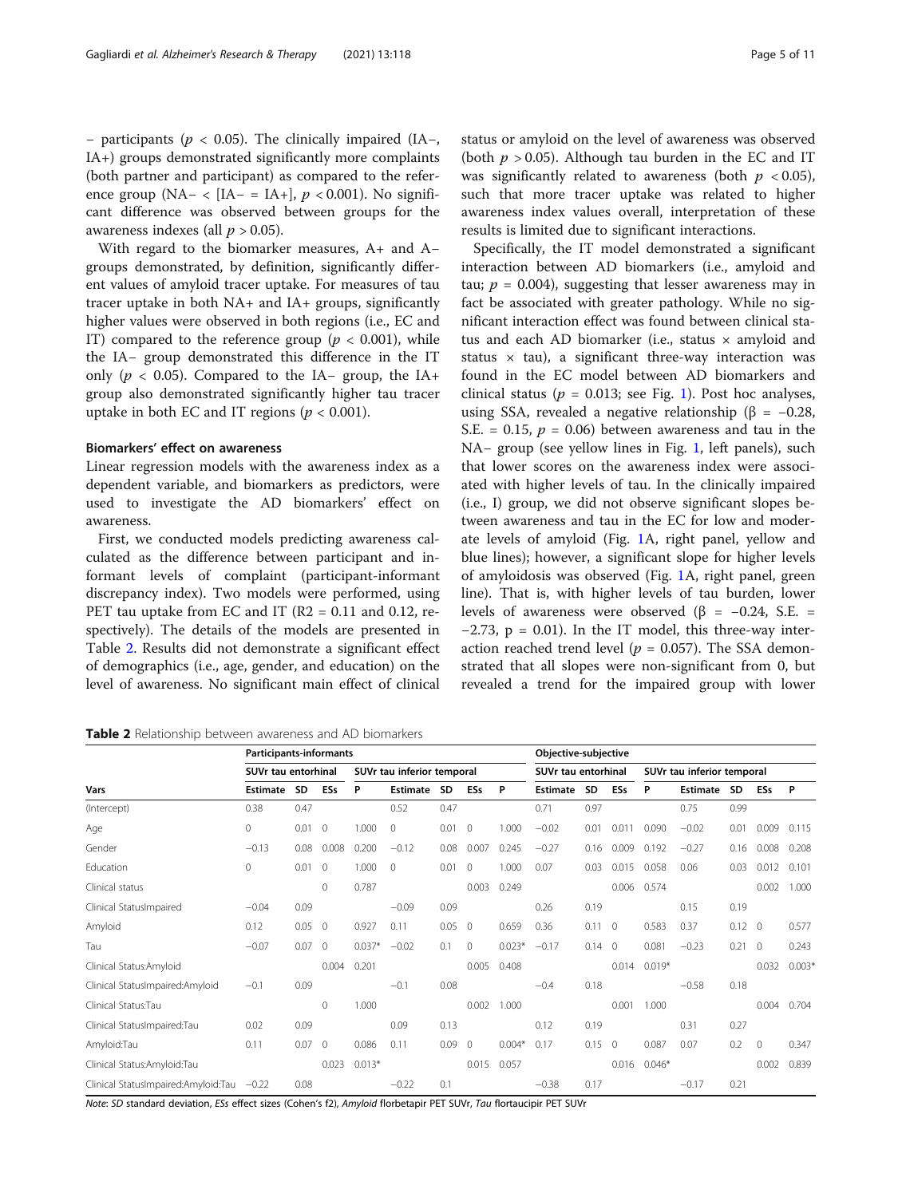– participants ($p < 0.05$). The clinically impaired (IA–, IA+) groups demonstrated significantly more complaints (both partner and participant) as compared to the reference group (NA– < [IA– = IA+], $p < 0.001$). No significant difference was observed between groups for the awareness indexes (all $p > 0.05$).

With regard to the biomarker measures, A+ and A– groups demonstrated, by definition, significantly different values of amyloid tracer uptake. For measures of tau tracer uptake in both NA+ and IA+ groups, significantly higher values were observed in both regions (i.e., EC and IT) compared to the reference group ($p < 0.001$), while the IA– group demonstrated this difference in the IT only ($p < 0.05$). Compared to the IA– group, the IA+ group also demonstrated significantly higher tau tracer uptake in both EC and IT regions ($p < 0.001$).

### Biomarkers' effect on awareness

Linear regression models with the awareness index as a dependent variable, and biomarkers as predictors, were used to investigate the AD biomarkers' effect on awareness.

First, we conducted models predicting awareness calculated as the difference between participant and informant levels of complaint (participant-informant discrepancy index). Two models were performed, using PET tau uptake from EC and IT ($R2 = 0.11$ and $0.12$, respectively). The details of the models are presented in Table 2. Results did not demonstrate a significant effect of demographics (i.e., age, gender, and education) on the level of awareness. No significant main effect of clinical status or amyloid on the level of awareness was observed (both $p > 0.05$). Although tau burden in the EC and IT was significantly related to awareness (both $p < 0.05$), such that more tracer uptake was related to higher awareness index values overall, interpretation of these results is limited due to significant interactions.

Specifically, the IT model demonstrated a significant interaction between AD biomarkers (i.e., amyloid and tau; $p = 0.004$), suggesting that lesser awareness may in fact be associated with greater pathology. While no significant interaction effect was found between clinical status and each AD biomarker (i.e., status × amyloid and status × tau), a significant three-way interaction was found in the EC model between AD biomarkers and clinical status ($p = 0.013$; see Fig. 1). Post hoc analyses, using SSA, revealed a negative relationship ($\beta = -0.28$, S.E. = 0.15, $p = 0.06$) between awareness and tau in the NA– group (see yellow lines in Fig. 1, left panels), such that lower scores on the awareness index were associated with higher levels of tau. In the clinically impaired (i.e., I) group, we did not observe significant slopes between awareness and tau in the EC for low and moderate levels of amyloid (Fig. 1A, right panel, yellow and blue lines); however, a significant slope for higher levels of amyloidosis was observed (Fig. 1A, right panel, green line). That is, with higher levels of tau burden, lower levels of awareness were observed ($\beta = -0.24$, S.E. = $-2.73$, $p = 0.01$). In the IT model, this three-way interaction reached trend level ($p = 0.057$). The SSA demonstrated that all slopes were non-significant from 0, but revealed a trend for the impaired group with lower

**Table 2** Relationship between awareness and AD biomarkers

| | Participants-informants | | | | | | | | Objective-subjective | | | | | | | |
|---|---|---|---|---|---|---|---|---|---|---|---|---|---|---|---|---|
| | SUVr tau entorhinal | | | | SUVr tau inferior temporal | | | | SUVr tau entorhinal | | | | SUVr tau inferior temporal | | | |
| Vars | Estimate | SD | ESs | P | Estimate | SD | ESs | P | Estimate | SD | ESs | P | Estimate | SD | ESs | P |
| (Intercept) | 0.38 | 0.47 | | | 0.52 | 0.47 | | | 0.71 | 0.97 | | | 0.75 | 0.99 | | |
| Age | 0 | 0.01 | 0 | 1.000 | 0 | 0.01 | 0 | 1.000 | −0.02 | 0.01 | 0.011 | 0.090 | −0.02 | 0.01 | 0.009 | 0.115 |
| Gender | −0.13 | 0.08 | 0.008 | 0.200 | −0.12 | 0.08 | 0.007 | 0.245 | −0.27 | 0.16 | 0.009 | 0.192 | −0.27 | 0.16 | 0.008 | 0.208 |
| Education | 0 | 0.01 | 0 | 1.000 | 0 | 0.01 | 0 | 1.000 | 0.07 | 0.03 | 0.015 | 0.058 | 0.06 | 0.03 | 0.012 | 0.101 |
| Clinical status | | | 0 | 0.787 | | | 0.003 | 0.249 | | | 0.006 | 0.574 | | | 0.002 | 1.000 |
| Clinical StatusImpaired | −0.04 | 0.09 | | | −0.09 | 0.09 | | | 0.26 | 0.19 | | | 0.15 | 0.19 | | |
| Amyloid | 0.12 | 0.05 | 0 | 0.927 | 0.11 | 0.05 | 0 | 0.659 | 0.36 | 0.11 | 0 | 0.583 | 0.37 | 0.12 | 0 | 0.577 |
| Tau | −0.07 | 0.07 | 0 | 0.037* | −0.02 | 0.1 | 0 | 0.023* | −0.17 | 0.14 | 0 | 0.081 | −0.23 | 0.21 | 0 | 0.243 |
| Clinical Status:Amyloid | | | 0.004 | 0.201 | | | 0.005 | 0.408 | | | 0.014 | 0.019* | | | 0.032 | 0.003* |
| Clinical StatusImpaired:Amyloid | −0.1 | 0.09 | | | −0.1 | 0.08 | | | −0.4 | 0.18 | | | −0.58 | 0.18 | | |
| Clinical Status:Tau | | | 0 | 1.000 | | | 0.002 | 1.000 | | | 0.001 | 1.000 | | | 0.004 | 0.704 |
| Clinical StatusImpaired:Tau | 0.02 | 0.09 | | | 0.09 | 0.13 | | | 0.12 | 0.19 | | | 0.31 | 0.27 | | |
| Amyloid:Tau | 0.11 | 0.07 | 0 | 0.086 | 0.11 | 0.09 | 0 | 0.004* | 0.17 | 0.15 | 0 | 0.087 | 0.07 | 0.2 | 0 | 0.347 |
| Clinical Status:Amyloid:Tau | | | 0.023 | 0.013* | | | 0.015 | 0.057 | | | 0.016 | 0.046* | | | 0.002 | 0.839 |
| Clinical StatusImpaired:Amyloid:Tau | −0.22 | 0.08 | | | −0.22 | 0.1 | | | −0.38 | 0.17 | | | −0.17 | 0.21 | | |

*Note*: *SD* standard deviation, *ESs* effect sizes (Cohen's f2), *Amyloid* florbetapir PET SUVr, *Tau* flortaucipir PET SUVr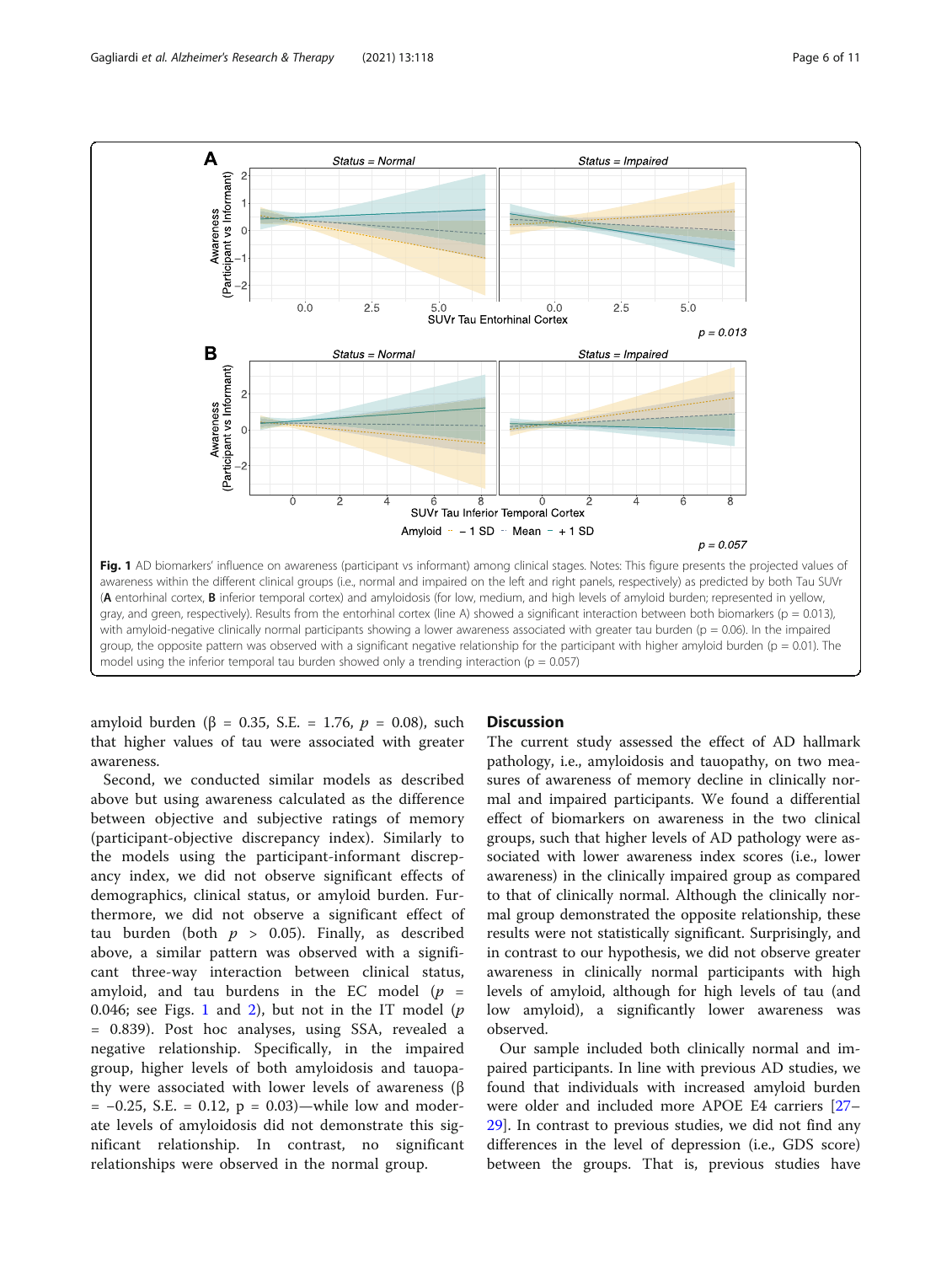**Fig. 1** AD biomarkers' influence on awareness (participant vs informant) among clinical stages. Notes: This figure presents the projected values of awareness within the different clinical groups (i.e., normal and impaired on the left and right panels, respectively) as predicted by both Tau SUVr (**A** entorhinal cortex, **B** inferior temporal cortex) and amyloidosis (for low, medium, and high levels of amyloid burden; represented in yellow, gray, and green, respectively). Results from the entorhinal cortex (line A) showed a significant interaction between both biomarkers ($p = 0.013$), with amyloid-negative clinically normal participants showing a lower awareness associated with greater tau burden ($p = 0.06$). In the impaired group, the opposite pattern was observed with a significant negative relationship for the participant with higher amyloid burden ($p = 0.01$). The model using the inferior temporal tau burden showed only a trending interaction ($p = 0.057$)

amyloid burden ($\beta = 0.35$, S.E. = 1.76, $p = 0.08$), such that higher values of tau were associated with greater awareness.

Second, we conducted similar models as described above but using awareness calculated as the difference between objective and subjective ratings of memory (participant-objective discrepancy index). Similarly to the models using the participant-informant discrepancy index, we did not observe significant effects of demographics, clinical status, or amyloid burden. Furthermore, we did not observe a significant effect of tau burden (both $p > 0.05$). Finally, as described above, a similar pattern was observed with a significant three-way interaction between clinical status, amyloid, and tau burdens in the EC model ($p = 0.046$; see Figs. 1 and 2), but not in the IT model ($p = 0.839$). Post hoc analyses, using SSA, revealed a negative relationship. Specifically, in the impaired group, higher levels of both amyloidosis and tauopathy were associated with lower levels of awareness ($\beta = -0.25$, S.E. = 0.12, p = 0.03)—while low and moderate levels of amyloidosis did not demonstrate this significant relationship. In contrast, no significant relationships were observed in the normal group.

## Discussion

The current study assessed the effect of AD hallmark pathology, i.e., amyloidosis and tauopathy, on two measures of awareness of memory decline in clinically normal and impaired participants. We found a differential effect of biomarkers on awareness in the two clinical groups, such that higher levels of AD pathology were associated with lower awareness index scores (i.e., lower awareness) in the clinically impaired group as compared to that of clinically normal. Although the clinically normal group demonstrated the opposite relationship, these results were not statistically significant. Surprisingly, and in contrast to our hypothesis, we did not observe greater awareness in clinically normal participants with high levels of amyloid, although for high levels of tau (and low amyloid), a significantly lower awareness was observed.

Our sample included both clinically normal and impaired participants. In line with previous AD studies, we found that individuals with increased amyloid burden were older and included more APOE E4 carriers [27–29]. In contrast to previous studies, we did not find any differences in the level of depression (i.e., GDS score) between the groups. That is, previous studies have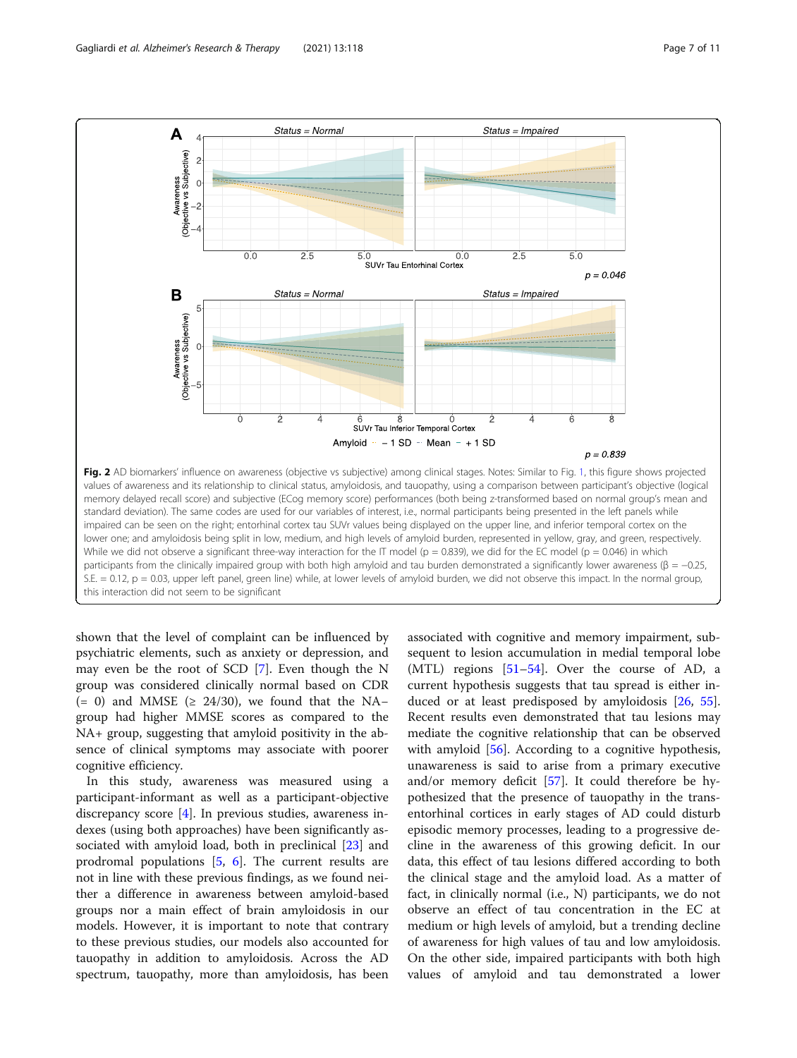**Fig. 2** AD biomarkers' influence on awareness (objective vs subjective) among clinical stages. Notes: Similar to Fig. 1, this figure shows projected values of awareness and its relationship to clinical status, amyloidosis, and tauopathy, using a comparison between participant's objective (logical memory delayed recall score) and subjective (ECog memory score) performances (both being z-transformed based on normal group's mean and standard deviation). The same codes are used for our variables of interest, i.e., normal participants being presented in the left panels while impaired can be seen on the right; entorhinal cortex tau SUVr values being displayed on the upper line, and inferior temporal cortex on the lower one; and amyloidosis being split in low, medium, and high levels of amyloid burden, represented in yellow, gray, and green, respectively. While we did not observe a significant three-way interaction for the IT model ($p = 0.839$), we did for the EC model ($p = 0.046$) in which participants from the clinically impaired group with both high amyloid and tau burden demonstrated a significantly lower awareness ($\beta = -0.25$, S.E. = 0.12, $p = 0.03$, upper left panel, green line) while, at lower levels of amyloid burden, we did not observe this impact. In the normal group, this interaction did not seem to be significant

shown that the level of complaint can be influenced by psychiatric elements, such as anxiety or depression, and may even be the root of SCD [7]. Even though the N group was considered clinically normal based on CDR (= 0) and MMSE (≥ 24/30), we found that the NA− group had higher MMSE scores as compared to the NA+ group, suggesting that amyloid positivity in the absence of clinical symptoms may associate with poorer cognitive efficiency.

In this study, awareness was measured using a participant-informant as well as a participant-objective discrepancy score [4]. In previous studies, awareness indexes (using both approaches) have been significantly associated with amyloid load, both in preclinical [23] and prodromal populations [5, 6]. The current results are not in line with these previous findings, as we found neither a difference in awareness between amyloid-based groups nor a main effect of brain amyloidosis in our models. However, it is important to note that contrary to these previous studies, our models also accounted for tauopathy in addition to amyloidosis. Across the AD spectrum, tauopathy, more than amyloidosis, has been associated with cognitive and memory impairment, subsequent to lesion accumulation in medial temporal lobe (MTL) regions [51–54]. Over the course of AD, a current hypothesis suggests that tau spread is either induced or at least predisposed by amyloidosis [26, 55]. Recent results even demonstrated that tau lesions may mediate the cognitive relationship that can be observed with amyloid [56]. According to a cognitive hypothesis, unawareness is said to arise from a primary executive and/or memory deficit [57]. It could therefore be hypothesized that the presence of tauopathy in the transentorhinal cortices in early stages of AD could disturb episodic memory processes, leading to a progressive decline in the awareness of this growing deficit. In our data, this effect of tau lesions differed according to both the clinical stage and the amyloid load. As a matter of fact, in clinically normal (i.e., N) participants, we do not observe an effect of tau concentration in the EC at medium or high levels of amyloid, but a trending decline of awareness for high values of tau and low amyloidosis. On the other side, impaired participants with both high values of amyloid and tau demonstrated a lower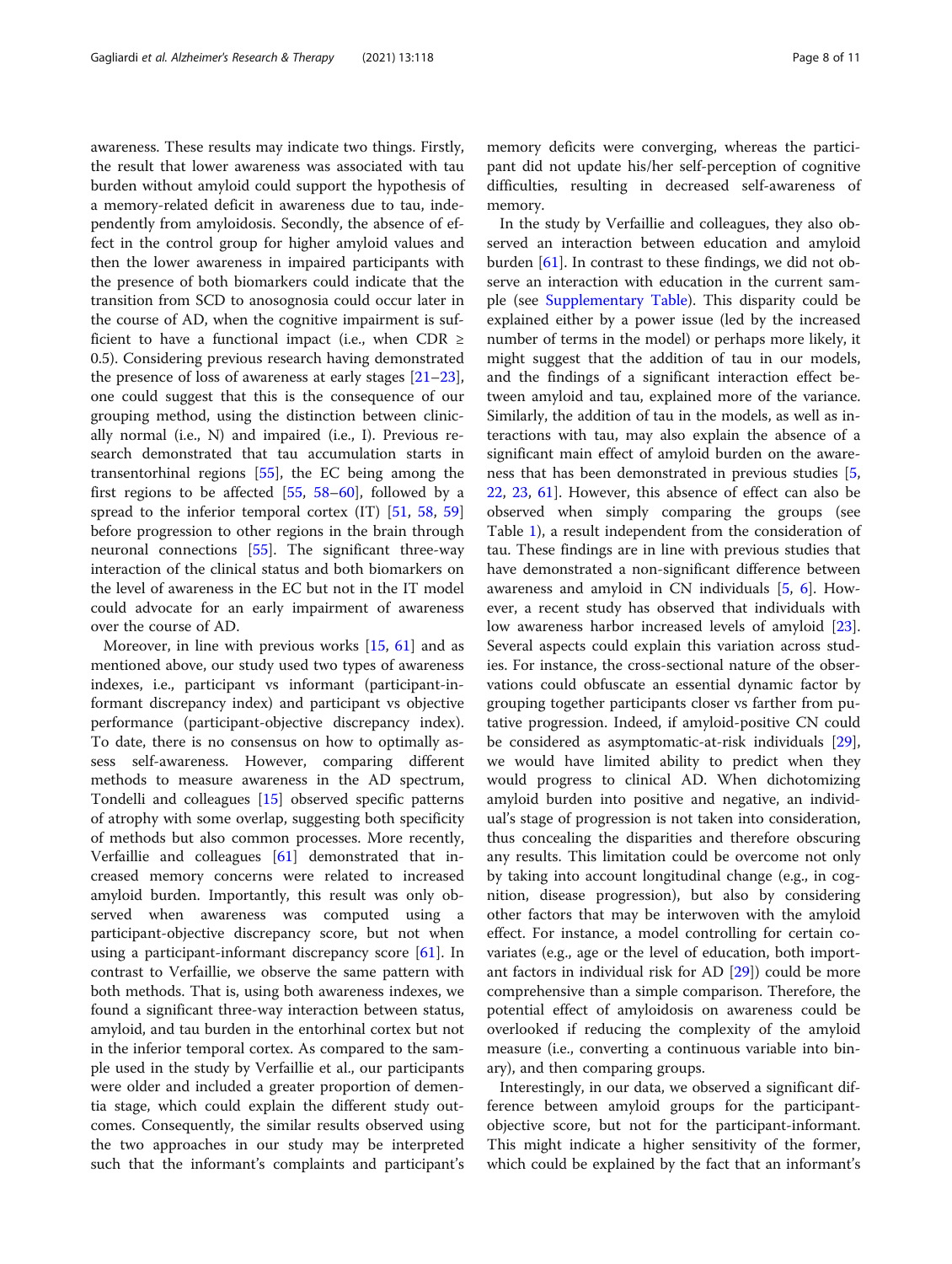awareness. These results may indicate two things. Firstly, the result that lower awareness was associated with tau burden without amyloid could support the hypothesis of a memory-related deficit in awareness due to tau, independently from amyloidosis. Secondly, the absence of effect in the control group for higher amyloid values and then the lower awareness in impaired participants with the presence of both biomarkers could indicate that the transition from SCD to anosognosia could occur later in the course of AD, when the cognitive impairment is sufficient to have a functional impact (i.e., when CDR ≥ 0.5). Considering previous research having demonstrated the presence of loss of awareness at early stages [21–23], one could suggest that this is the consequence of our grouping method, using the distinction between clinically normal (i.e., N) and impaired (i.e., I). Previous research demonstrated that tau accumulation starts in transentorhinal regions [55], the EC being among the first regions to be affected [55, 58–60], followed by a spread to the inferior temporal cortex (IT) [51, 58, 59] before progression to other regions in the brain through neuronal connections [55]. The significant three-way interaction of the clinical status and both biomarkers on the level of awareness in the EC but not in the IT model could advocate for an early impairment of awareness over the course of AD.

Moreover, in line with previous works [15, 61] and as mentioned above, our study used two types of awareness indexes, i.e., participant vs informant (participant-informant discrepancy index) and participant vs objective performance (participant-objective discrepancy index). To date, there is no consensus on how to optimally assess self-awareness. However, comparing different methods to measure awareness in the AD spectrum, Tondelli and colleagues [15] observed specific patterns of atrophy with some overlap, suggesting both specificity of methods but also common processes. More recently, Verfaillie and colleagues [61] demonstrated that increased memory concerns were related to increased amyloid burden. Importantly, this result was only observed when awareness was computed using a participant-objective discrepancy score, but not when using a participant-informant discrepancy score [61]. In contrast to Verfaillie, we observe the same pattern with both methods. That is, using both awareness indexes, we found a significant three-way interaction between status, amyloid, and tau burden in the entorhinal cortex but not in the inferior temporal cortex. As compared to the sample used in the study by Verfaillie et al., our participants were older and included a greater proportion of dementia stage, which could explain the different study outcomes. Consequently, the similar results observed using the two approaches in our study may be interpreted such that the informant's complaints and participant's memory deficits were converging, whereas the participant did not update his/her self-perception of cognitive difficulties, resulting in decreased self-awareness of memory.

In the study by Verfaillie and colleagues, they also observed an interaction between education and amyloid burden [61]. In contrast to these findings, we did not observe an interaction with education in the current sample (see Supplementary Table). This disparity could be explained either by a power issue (led by the increased number of terms in the model) or perhaps more likely, it might suggest that the addition of tau in our models, and the findings of a significant interaction effect between amyloid and tau, explained more of the variance. Similarly, the addition of tau in the models, as well as interactions with tau, may also explain the absence of a significant main effect of amyloid burden on the awareness that has been demonstrated in previous studies [5, 22, 23, 61]. However, this absence of effect can also be observed when simply comparing the groups (see Table 1), a result independent from the consideration of tau. These findings are in line with previous studies that have demonstrated a non-significant difference between awareness and amyloid in CN individuals [5, 6]. However, a recent study has observed that individuals with low awareness harbor increased levels of amyloid [23]. Several aspects could explain this variation across studies. For instance, the cross-sectional nature of the observations could obfuscate an essential dynamic factor by grouping together participants closer vs farther from putative progression. Indeed, if amyloid-positive CN could be considered as asymptomatic-at-risk individuals [29], we would have limited ability to predict when they would progress to clinical AD. When dichotomizing amyloid burden into positive and negative, an individual's stage of progression is not taken into consideration, thus concealing the disparities and therefore obscuring any results. This limitation could be overcome not only by taking into account longitudinal change (e.g., in cognition, disease progression), but also by considering other factors that may be interwoven with the amyloid effect. For instance, a model controlling for certain covariates (e.g., age or the level of education, both important factors in individual risk for AD [29]) could be more comprehensive than a simple comparison. Therefore, the potential effect of amyloidosis on awareness could be overlooked if reducing the complexity of the amyloid measure (i.e., converting a continuous variable into binary), and then comparing groups.

Interestingly, in our data, we observed a significant difference between amyloid groups for the participant-objective score, but not for the participant-informant. This might indicate a higher sensitivity of the former, which could be explained by the fact that an informant's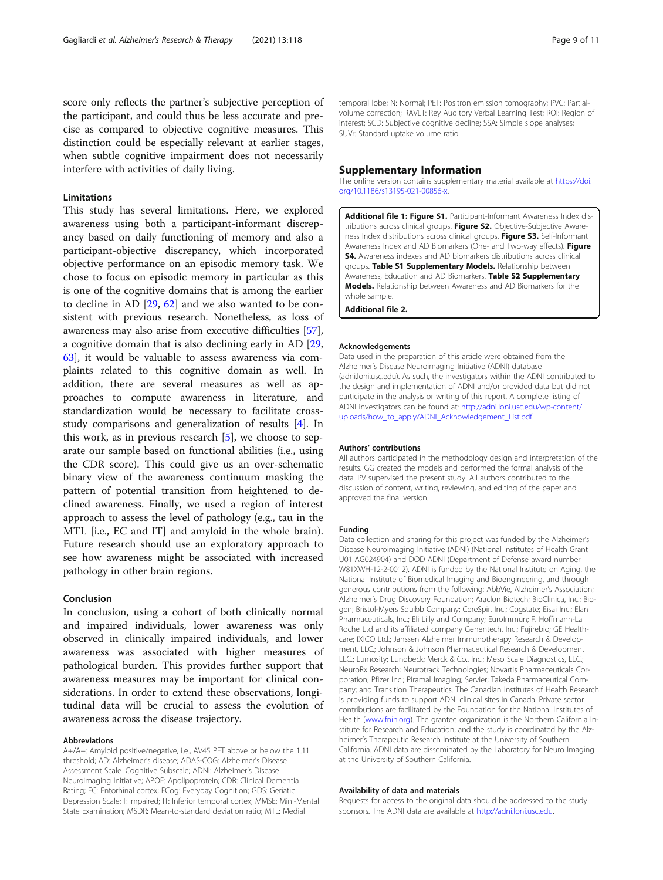score only reflects the partner's subjective perception of the participant, and could thus be less accurate and precise as compared to objective cognitive measures. This distinction could be especially relevant at earlier stages, when subtle cognitive impairment does not necessarily interfere with activities of daily living.

### Limitations

This study has several limitations. Here, we explored awareness using both a participant-informant discrepancy based on daily functioning of memory and also a participant-objective discrepancy, which incorporated objective performance on an episodic memory task. We chose to focus on episodic memory in particular as this is one of the cognitive domains that is among the earlier to decline in AD [29, 62] and we also wanted to be consistent with previous research. Nonetheless, as loss of awareness may also arise from executive difficulties [57], a cognitive domain that is also declining early in AD [29, 63], it would be valuable to assess awareness via complaints related to this cognitive domain as well. In addition, there are several measures as well as approaches to compute awareness in literature, and standardization would be necessary to facilitate cross-study comparisons and generalization of results [4]. In this work, as in previous research [5], we choose to separate our sample based on functional abilities (i.e., using the CDR score). This could give us an over-schematic binary view of the awareness continuum masking the pattern of potential transition from heightened to declined awareness. Finally, we used a region of interest approach to assess the level of pathology (e.g., tau in the MTL [i.e., EC and IT] and amyloid in the whole brain). Future research should use an exploratory approach to see how awareness might be associated with increased pathology in other brain regions.

### Conclusion

In conclusion, using a cohort of both clinically normal and impaired individuals, lower awareness was only observed in clinically impaired individuals, and lower awareness was associated with higher measures of pathological burden. This provides further support that awareness measures may be important for clinical considerations. In order to extend these observations, longitudinal data will be crucial to assess the evolution of awareness across the disease trajectory.

#### Abbreviations

A+/A−: Amyloid positive/negative, i.e., AV45 PET above or below the 1.11 threshold; AD: Alzheimer's disease; ADAS-COG: Alzheimer's Disease Assessment Scale–Cognitive Subscale; ADNI: Alzheimer's Disease Neuroimaging Initiative; APOE: Apolipoprotein; CDR: Clinical Dementia Rating; EC: Entorhinal cortex; ECog: Everyday Cognition; GDS: Geriatic Depression Scale; I: Impaired; IT: Inferior temporal cortex; MMSE: Mini-Mental State Examination; MSDR: Mean-to-standard deviation ratio; MTL: Medial temporal lobe; N: Normal; PET: Positron emission tomography; PVC: Partial-volume correction; RAVLT: Rey Auditory Verbal Learning Test; ROI: Region of interest; SCD: Subjective cognitive decline; SSA: Simple slope analyses; SUVr: Standard uptake volume ratio

## Supplementary Information

The online version contains supplementary material available at https://doi.org/10.1186/s13195-021-00856-x.

**Additional file 1: Figure S1.** Participant-Informant Awareness Index distributions across clinical groups. **Figure S2.** Objective-Subjective Awareness Index distributions across clinical groups. **Figure S3.** Self-Informant Awareness Index and AD Biomarkers (One- and Two-way effects). **Figure S4.** Awareness indexes and AD biomarkers distributions across clinical groups. **Table S1 Supplementary Models.** Relationship between Awareness, Education and AD Biomarkers. **Table S2 Supplementary Models.** Relationship between Awareness and AD Biomarkers for the whole sample.

**Additional file 2.**

#### Acknowledgements

Data used in the preparation of this article were obtained from the Alzheimer's Disease Neuroimaging Initiative (ADNI) database (adni.loni.usc.edu). As such, the investigators within the ADNI contributed to the design and implementation of ADNI and/or provided data but did not participate in the analysis or writing of this report. A complete listing of ADNI investigators can be found at: http://adni.loni.usc.edu/wp-content/uploads/how_to_apply/ADNI_Acknowledgement_List.pdf.

#### Authors' contributions

All authors participated in the methodology design and interpretation of the results. GG created the models and performed the formal analysis of the data. PV supervised the present study. All authors contributed to the discussion of content, writing, reviewing, and editing of the paper and approved the final version.

#### Funding

Data collection and sharing for this project was funded by the Alzheimer's Disease Neuroimaging Initiative (ADNI) (National Institutes of Health Grant U01 AG024904) and DOD ADNI (Department of Defense award number W81XWH-12-2-0012). ADNI is funded by the National Institute on Aging, the National Institute of Biomedical Imaging and Bioengineering, and through generous contributions from the following: AbbVie, Alzheimer's Association; Alzheimer's Drug Discovery Foundation; Araclon Biotech; BioClinica, Inc.; Biogen; Bristol-Myers Squibb Company; CereSpir, Inc.; Cogstate; Eisai Inc.; Elan Pharmaceuticals, Inc.; Eli Lilly and Company; EuroImmun; F. Hoffmann-La Roche Ltd and its affiliated company Genentech, Inc.; Fujirebio; GE Healthcare; IXICO Ltd.; Janssen Alzheimer Immunotherapy Research & Development, LLC.; Johnson & Johnson Pharmaceutical Research & Development LLC.; Lumosity; Lundbeck; Merck & Co., Inc.; Meso Scale Diagnostics, LLC.; NeuroRx Research; Neurotrack Technologies; Novartis Pharmaceuticals Corporation; Pfizer Inc.; Piramal Imaging; Servier; Takeda Pharmaceutical Company; and Transition Therapeutics. The Canadian Institutes of Health Research is providing funds to support ADNI clinical sites in Canada. Private sector contributions are facilitated by the Foundation for the National Institutes of Health (www.fnih.org). The grantee organization is the Northern California Institute for Research and Education, and the study is coordinated by the Alzheimer's Therapeutic Research Institute at the University of Southern California. ADNI data are disseminated by the Laboratory for Neuro Imaging at the University of Southern California.

#### Availability of data and materials

Requests for access to the original data should be addressed to the study sponsors. The ADNI data are available at http://adni.loni.usc.edu.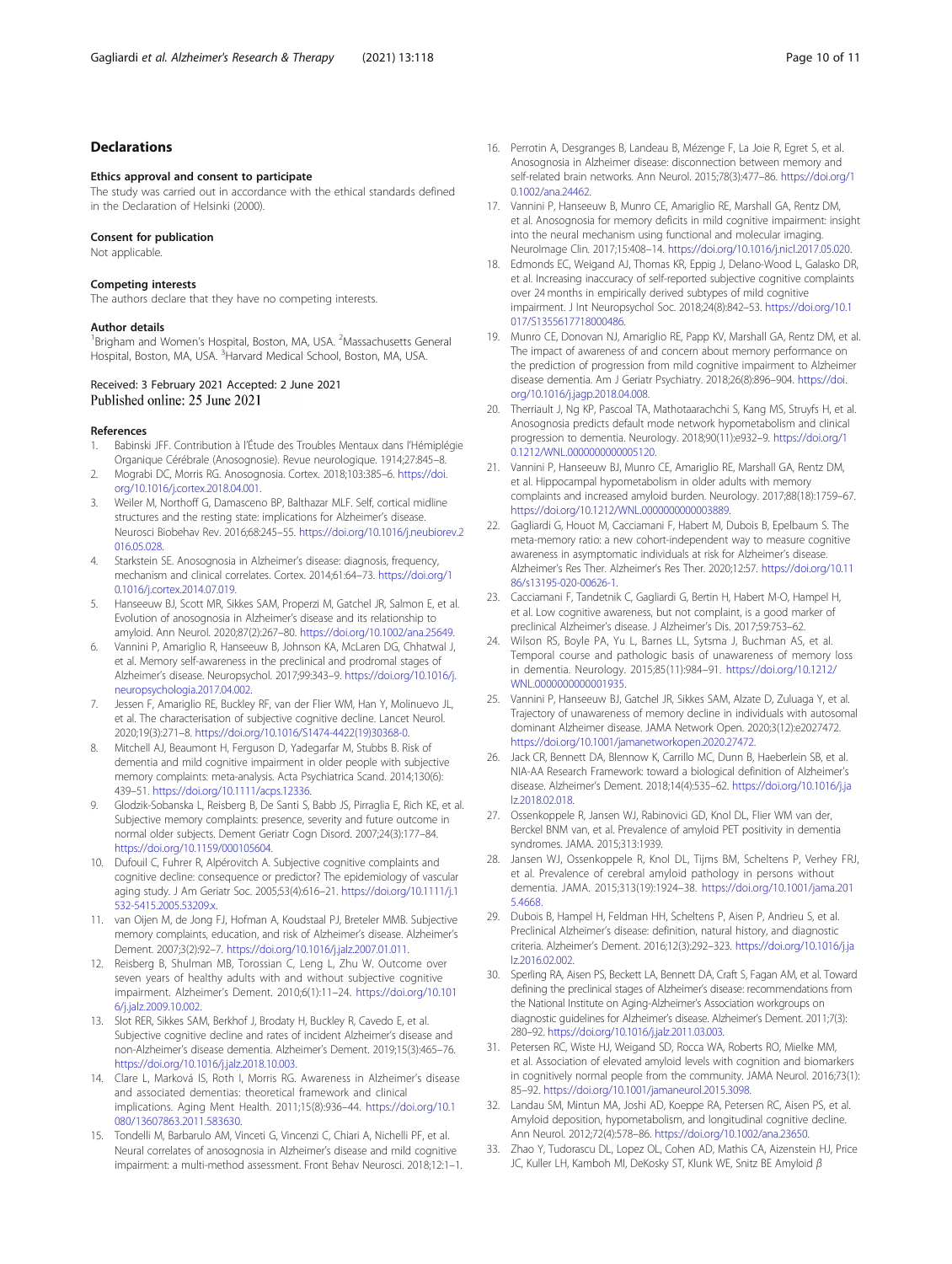## Declarations

### Ethics approval and consent to participate

The study was carried out in accordance with the ethical standards defined in the Declaration of Helsinki (2000).

### Consent for publication

Not applicable.

### Competing interests

The authors declare that they have no competing interests.

### Author details

[1]Brigham and Women's Hospital, Boston, MA, USA. [2]Massachusetts General Hospital, Boston, MA, USA. [3]Harvard Medical School, Boston, MA, USA.

Received: 3 February 2021 Accepted: 2 June 2021
Published online: 25 June 2021

### References

1. Babinski JFF. Contribution à l'Étude des Troubles Mentaux dans l'Hémiplégie Organique Cérébrale (Anosognosie). Revue neurologique. 1914;27:845–8.
2. Mograbi DC, Morris RG. Anosognosia. Cortex. 2018;103:385–6. https://doi.org/10.1016/j.cortex.2018.04.001.
3. Weiler M, Northoff G, Damasceno BP, Balthazar MLF. Self, cortical midline structures and the resting state: implications for Alzheimer's disease. Neurosci Biobehav Rev. 2016;68:245–55. https://doi.org/10.1016/j.neubiorev.2016.05.028.
4. Starkstein SE. Anosognosia in Alzheimer's disease: diagnosis, frequency, mechanism and clinical correlates. Cortex. 2014;61:64–73. https://doi.org/10.1016/j.cortex.2014.07.019.
5. Hanseeuw BJ, Scott MR, Sikkes SAM, Properzi M, Gatchel JR, Salmon E, et al. Evolution of anosognosia in Alzheimer's disease and its relationship to amyloid. Ann Neurol. 2020;87(2):267–80. https://doi.org/10.1002/ana.25649.
6. Vannini P, Amariglio R, Hanseeuw B, Johnson KA, McLaren DG, Chhatwal J, et al. Memory self-awareness in the preclinical and prodromal stages of Alzheimer's disease. Neuropsychol. 2017;99:343–9. https://doi.org/10.1016/j.neuropsychologia.2017.04.002.
7. Jessen F, Amariglio RE, Buckley RF, van der Flier WM, Han Y, Molinuevo JL, et al. The characterisation of subjective cognitive decline. Lancet Neurol. 2020;19(3):271–8. https://doi.org/10.1016/S1474-4422(19)30368-0.
8. Mitchell AJ, Beaumont H, Ferguson D, Yadegarfar M, Stubbs B. Risk of dementia and mild cognitive impairment in older people with subjective memory complaints: meta-analysis. Acta Psychiatrica Scand. 2014;130(6):439–51. https://doi.org/10.1111/acps.12336.
9. Glodzik-Sobanska L, Reisberg B, De Santi S, Babb JS, Pirraglia E, Rich KE, et al. Subjective memory complaints: presence, severity and future outcome in normal older subjects. Dement Geriatr Cogn Disord. 2007;24(3):177–84. https://doi.org/10.1159/000105604.
10. Dufouil C, Fuhrer R, Alpérovitch A. Subjective cognitive complaints and cognitive decline: consequence or predictor? The epidemiology of vascular aging study. J Am Geriatr Soc. 2005;53(4):616–21. https://doi.org/10.1111/j.1532-5415.2005.53209.x.
11. van Oijen M, de Jong FJ, Hofman A, Koudstaal PJ, Breteler MMB. Subjective memory complaints, education, and risk of Alzheimer's disease. Alzheimer's Dement. 2007;3(2):92–7. https://doi.org/10.1016/j.jalz.2007.01.011.
12. Reisberg B, Shulman MB, Torossian C, Leng L, Zhu W. Outcome over seven years of healthy adults with and without subjective cognitive impairment. Alzheimer's Dement. 2010;6(1):11–24. https://doi.org/10.1016/j.jalz.2009.10.002.
13. Slot RER, Sikkes SAM, Berkhof J, Brodaty H, Buckley R, Cavedo E, et al. Subjective cognitive decline and rates of incident Alzheimer's disease and non-Alzheimer's disease dementia. Alzheimer's Dement. 2019;15(3):465–76. https://doi.org/10.1016/j.jalz.2018.10.003.
14. Clare L, Marková IS, Roth I, Morris RG. Awareness in Alzheimer's disease and associated dementias: theoretical framework and clinical implications. Aging Ment Health. 2011;15(8):936–44. https://doi.org/10.1080/13607863.2011.583630.
15. Tondelli M, Barbarulo AM, Vinceti G, Vincenzi C, Chiari A, Nichelli PF, et al. Neural correlates of anosognosia in Alzheimer's disease and mild cognitive impairment: a multi-method assessment. Front Behav Neurosci. 2018;12:1–1.
16. Perrotin A, Desgranges B, Landeau B, Mézenge F, La Joie R, Egret S, et al. Anosognosia in Alzheimer disease: disconnection between memory and self-related brain networks. Ann Neurol. 2015;78(3):477–86. https://doi.org/10.1002/ana.24462.
17. Vannini P, Hanseeuw B, Munro CE, Amariglio RE, Marshall GA, Rentz DM, et al. Anosognosia for memory deficits in mild cognitive impairment: insight into the neural mechanism using functional and molecular imaging. NeuroImage Clin. 2017;15:408–14. https://doi.org/10.1016/j.nicl.2017.05.020.
18. Edmonds EC, Weigand AJ, Thomas KR, Eppig J, Delano-Wood L, Galasko DR, et al. Increasing inaccuracy of self-reported subjective cognitive complaints over 24 months in empirically derived subtypes of mild cognitive impairment. J Int Neuropsychol Soc. 2018;24(8):842–53. https://doi.org/10.1017/S1355617718000486.
19. Munro CE, Donovan NJ, Amariglio RE, Papp KV, Marshall GA, Rentz DM, et al. The impact of awareness of and concern about memory performance on the prediction of progression from mild cognitive impairment to Alzheimer disease dementia. Am J Geriatr Psychiatry. 2018;26(8):896–904. https://doi.org/10.1016/j.jagp.2018.04.008.
20. Therriault J, Ng KP, Pascoal TA, Mathotaarachchi S, Kang MS, Struyfs H, et al. Anosognosia predicts default mode network hypometabolism and clinical progression to dementia. Neurology. 2018;90(11):e932–9. https://doi.org/10.1212/WNL.0000000000005120.
21. Vannini P, Hanseeuw BJ, Munro CE, Amariglio RE, Marshall GA, Rentz DM, et al. Hippocampal hypometabolism in older adults with memory complaints and increased amyloid burden. Neurology. 2017;88(18):1759–67. https://doi.org/10.1212/WNL.0000000000003889.
22. Gagliardi G, Houot M, Cacciamani F, Habert M, Dubois B, Epelbaum S. The meta-memory ratio: a new cohort-independent way to measure cognitive awareness in asymptomatic individuals at risk for Alzheimer's disease. Alzheimer's Res Ther. 2020;12:57. https://doi.org/10.1186/s13195-020-00626-1.
23. Cacciamani F, Tandetnik C, Gagliardi G, Bertin H, Habert M-O, Hampel H, et al. Low cognitive awareness, but not complaint, is a good marker of preclinical Alzheimer's disease. J Alzheimer's Dis. 2017;59:753–62.
24. Wilson RS, Boyle PA, Yu L, Barnes LL, Sytsma J, Buchman AS, et al. Temporal course and pathologic basis of unawareness of memory loss in dementia. Neurology. 2015;85(11):984–91. https://doi.org/10.1212/WNL.0000000000001935.
25. Vannini P, Hanseeuw BJ, Gatchel JR, Sikkes SAM, Alzate D, Zuluaga Y, et al. Trajectory of unawareness of memory decline in individuals with autosomal dominant Alzheimer disease. JAMA Network Open. 2020;3(12):e2027472. https://doi.org/10.1001/jamanetworkopen.2020.27472.
26. Jack CR, Bennett DA, Blennow K, Carrillo MC, Dunn B, Haeberlein SB, et al. NIA-AA Research Framework: toward a biological definition of Alzheimer's disease. Alzheimer's Dement. 2018;14(4):535–62. https://doi.org/10.1016/j.jalz.2018.02.018.
27. Ossenkoppele R, Jansen WJ, Rabinovici GD, Knol DL, Flier WM van der, Berckel BNM van, et al. Prevalence of amyloid PET positivity in dementia syndromes. JAMA. 2015;313:1939.
28. Jansen WJ, Ossenkoppele R, Knol DL, Tijms BM, Scheltens P, Verhey FRJ, et al. Prevalence of cerebral amyloid pathology in persons without dementia. JAMA. 2015;313(19):1924–38. https://doi.org/10.1001/jama.2015.4668.
29. Dubois B, Hampel H, Feldman HH, Scheltens P, Aisen P, Andrieu S, et al. Preclinical Alzheimer's disease: definition, natural history, and diagnostic criteria. Alzheimer's Dement. 2016;12(3):292–323. https://doi.org/10.1016/j.jalz.2016.02.002.
30. Sperling RA, Aisen PS, Beckett LA, Bennett DA, Craft S, Fagan AM, et al. Toward defining the preclinical stages of Alzheimer's disease: recommendations from the National Institute on Aging-Alzheimer's Association workgroups on diagnostic guidelines for Alzheimer's disease. Alzheimer's Dement. 2011;7(3):280–92. https://doi.org/10.1016/j.jalz.2011.03.003.
31. Petersen RC, Wiste HJ, Weigand SD, Rocca WA, Roberts RO, Mielke MM, et al. Association of elevated amyloid levels with cognition and biomarkers in cognitively normal people from the community. JAMA Neurol. 2016;73(1):85–92. https://doi.org/10.1001/jamaneurol.2015.3098.
32. Landau SM, Mintun MA, Joshi AD, Koeppe RA, Petersen RC, Aisen PS, et al. Amyloid deposition, hypometabolism, and longitudinal cognitive decline. Ann Neurol. 2012;72(4):578–86. https://doi.org/10.1002/ana.23650.
33. Zhao Y, Tudorascu DL, Lopez OL, Cohen AD, Mathis CA, Aizenstein HJ, Price JC, Kuller LH, Kamboh MI, DeKosky ST, Klunk WE, Snitz BE Amyloid β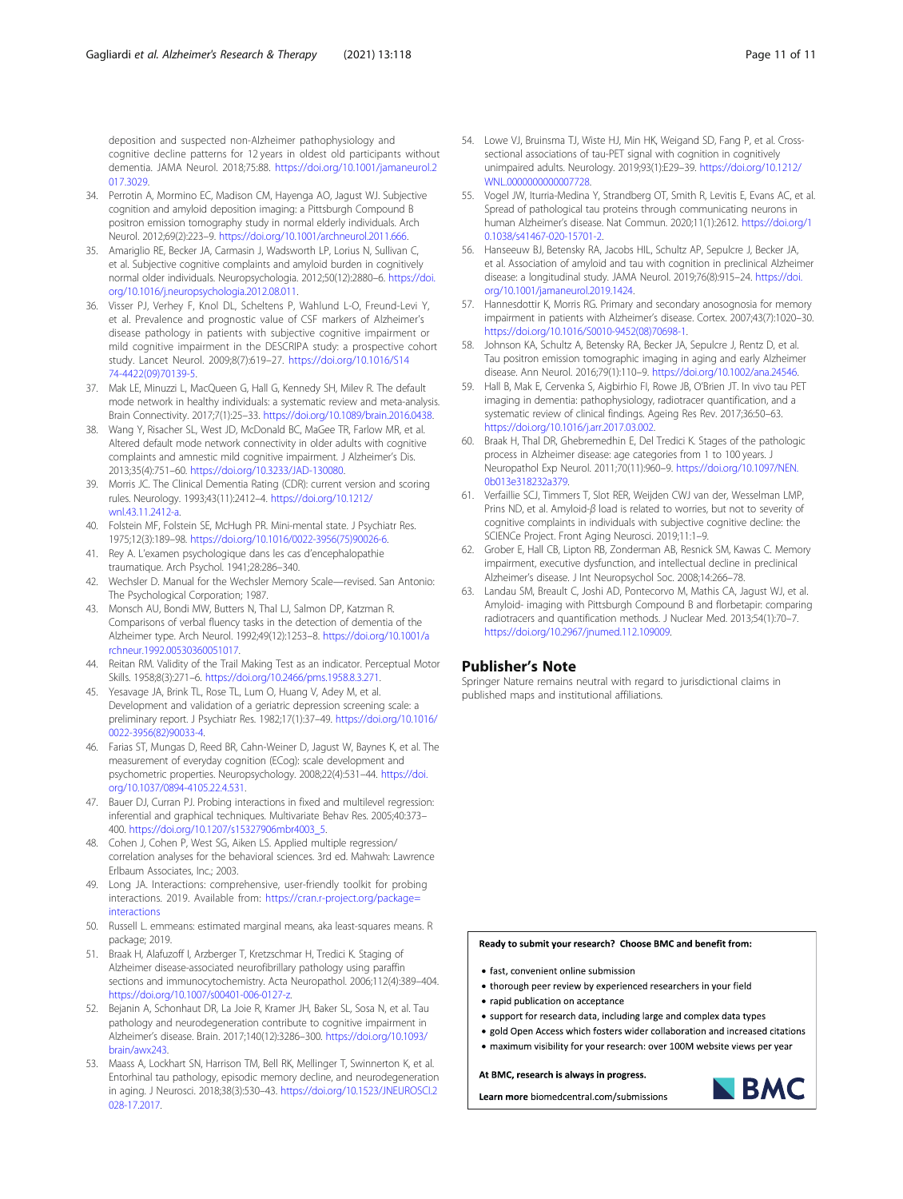deposition and suspected non-Alzheimer pathophysiology and cognitive decline patterns for 12 years in oldest old participants without dementia. JAMA Neurol. 2018;75:88. https://doi.org/10.1001/jamaneurol.2017.3029.

34. Perrotin A, Mormino EC, Madison CM, Hayenga AO, Jagust WJ. Subjective cognition and amyloid deposition imaging: a Pittsburgh Compound B positron emission tomography study in normal elderly individuals. Arch Neurol. 2012;69(2):223–9. https://doi.org/10.1001/archneurol.2011.666.
35. Amariglio RE, Becker JA, Carmasin J, Wadsworth LP, Lorius N, Sullivan C, et al. Subjective cognitive complaints and amyloid burden in cognitively normal older individuals. Neuropsychologia. 2012;50(12):2880–6. https://doi.org/10.1016/j.neuropsychologia.2012.08.011.
36. Visser PJ, Verhey F, Knol DL, Scheltens P, Wahlund L-O, Freund-Levi Y, et al. Prevalence and prognostic value of CSF markers of Alzheimer's disease pathology in patients with subjective cognitive impairment or mild cognitive impairment in the DESCRIPA study: a prospective cohort study. Lancet Neurol. 2009;8(7):619–27. https://doi.org/10.1016/S1474-4422(09)70139-5.
37. Mak LE, Minuzzi L, MacQueen G, Hall G, Kennedy SH, Milev R. The default mode network in healthy individuals: a systematic review and meta-analysis. Brain Connectivity. 2017;7(1):25–33. https://doi.org/10.1089/brain.2016.0438.
38. Wang Y, Risacher SL, West JD, McDonald BC, MaGee TR, Farlow MR, et al. Altered default mode network connectivity in older adults with cognitive complaints and amnestic mild cognitive impairment. J Alzheimer's Dis. 2013;35(4):751–60. https://doi.org/10.3233/JAD-130080.
39. Morris JC. The Clinical Dementia Rating (CDR): current version and scoring rules. Neurology. 1993;43(11):2412–4. https://doi.org/10.1212/wnl.43.11.2412-a.
40. Folstein MF, Folstein SE, McHugh PR. Mini-mental state. J Psychiatr Res. 1975;12(3):189–98. https://doi.org/10.1016/0022-3956(75)90026-6.
41. Rey A. L'examen psychologique dans les cas d'encephalopathie traumatique. Arch Psychol. 1941;28:286–340.
42. Wechsler D. Manual for the Wechsler Memory Scale—revised. San Antonio: The Psychological Corporation; 1987.
43. Monsch AU, Bondi MW, Butters N, Thal LJ, Salmon DP, Katzman R. Comparisons of verbal fluency tasks in the detection of dementia of the Alzheimer type. Arch Neurol. 1992;49(12):1253–8. https://doi.org/10.1001/archneur.1992.00530360051017.
44. Reitan RM. Validity of the Trail Making Test as an indicator. Perceptual Motor Skills. 1958;8(3):271–6. https://doi.org/10.2466/pms.1958.8.3.271.
45. Yesavage JA, Brink TL, Rose TL, Lum O, Huang V, Adey M, et al. Development and validation of a geriatric depression screening scale: a preliminary report. J Psychiatr Res. 1982;17(1):37–49. https://doi.org/10.1016/0022-3956(82)90033-4.
46. Farias ST, Mungas D, Reed BR, Cahn-Weiner D, Jagust W, Baynes K, et al. The measurement of everyday cognition (ECog): scale development and psychometric properties. Neuropsychology. 2008;22(4):531–44. https://doi.org/10.1037/0894-4105.22.4.531.
47. Bauer DJ, Curran PJ. Probing interactions in fixed and multilevel regression: inferential and graphical techniques. Multivariate Behav Res. 2005;40:373–400. https://doi.org/10.1207/s15327906mbr4003_5.
48. Cohen J, Cohen P, West SG, Aiken LS. Applied multiple regression/correlation analyses for the behavioral sciences. 3rd ed. Mahwah: Lawrence Erlbaum Associates, Inc.; 2003.
49. Long JA. Interactions: comprehensive, user-friendly toolkit for probing interactions. 2019. Available from: https://cran.r-project.org/package=interactions
50. Russell L. emmeans: estimated marginal means, aka least-squares means. R package; 2019.
51. Braak H, Alafuzoff I, Arzberger T, Kretzschmar H, Tredici K. Staging of Alzheimer disease-associated neurofibrillary pathology using paraffin sections and immunocytochemistry. Acta Neuropathol. 2006;112(4):389–404. https://doi.org/10.1007/s00401-006-0127-z.
52. Bejanin A, Schonhaut DR, La Joie R, Kramer JH, Baker SL, Sosa N, et al. Tau pathology and neurodegeneration contribute to cognitive impairment in Alzheimer's disease. Brain. 2017;140(12):3286–300. https://doi.org/10.1093/brain/awx243.
53. Maass A, Lockhart SN, Harrison TM, Bell RK, Mellinger T, Swinnerton K, et al. Entorhinal tau pathology, episodic memory decline, and neurodegeneration in aging. J Neurosci. 2018;38(3):530–43. https://doi.org/10.1523/JNEUROSCI.2028-17.2017.
54. Lowe VJ, Bruinsma TJ, Wiste HJ, Min HK, Weigand SD, Fang P, et al. Cross-sectional associations of tau-PET signal with cognition in cognitively unimpaired adults. Neurology. 2019;93(1):E29–39. https://doi.org/10.1212/WNL.0000000000007728.
55. Vogel JW, Iturria-Medina Y, Strandberg OT, Smith R, Levitis E, Evans AC, et al. Spread of pathological tau proteins through communicating neurons in human Alzheimer's disease. Nat Commun. 2020;11(1):2612. https://doi.org/10.1038/s41467-020-15701-2.
56. Hanseeuw BJ, Betensky RA, Jacobs HIL, Schultz AP, Sepulcre J, Becker JA, et al. Association of amyloid and tau with cognition in preclinical Alzheimer disease: a longitudinal study. JAMA Neurol. 2019;76(8):915–24. https://doi.org/10.1001/jamaneurol.2019.1424.
57. Hannesdottir K, Morris RG. Primary and secondary anosognosia for memory impairment in patients with Alzheimer's disease. Cortex. 2007;43(7):1020–30. https://doi.org/10.1016/S0010-9452(08)70698-1.
58. Johnson KA, Schultz A, Betensky RA, Becker JA, Sepulcre J, Rentz D, et al. Tau positron emission tomographic imaging in aging and early Alzheimer disease. Ann Neurol. 2016;79(1):110–9. https://doi.org/10.1002/ana.24546.
59. Hall B, Mak E, Cervenka S, Aigbirhio FI, Rowe JB, O'Brien JT. In vivo tau PET imaging in dementia: pathophysiology, radiotracer quantification, and a systematic review of clinical findings. Ageing Res Rev. 2017;36:50–63. https://doi.org/10.1016/j.arr.2017.03.002.
60. Braak H, Thal DR, Ghebremedhin E, Del Tredici K. Stages of the pathologic process in Alzheimer disease: age categories from 1 to 100 years. J Neuropathol Exp Neurol. 2011;70(11):960–9. https://doi.org/10.1097/NEN.0b013e318232a379.
61. Verfaillie SCJ, Timmers T, Slot RER, Weijden CWJ van der, Wesselman LMP, Prins ND, et al. Amyloid-$\beta$ load is related to worries, but not to severity of cognitive complaints in individuals with subjective cognitive decline: the SCIENCe Project. Front Aging Neurosci. 2019;11:1–9.
62. Grober E, Hall CB, Lipton RB, Zonderman AB, Resnick SM, Kawas C. Memory impairment, executive dysfunction, and intellectual decline in preclinical Alzheimer's disease. J Int Neuropsychol Soc. 2008;14:266–78.
63. Landau SM, Breault C, Joshi AD, Pontecorvo M, Mathis CA, Jagust WJ, et al. Amyloid- imaging with Pittsburgh Compound B and florbetapir: comparing radiotracers and quantification methods. J Nuclear Med. 2013;54(1):70–7. https://doi.org/10.2967/jnumed.112.109009.

## Publisher's Note

Springer Nature remains neutral with regard to jurisdictional claims in published maps and institutional affiliations.

**Ready to submit your research? Choose BMC and benefit from:**

- fast, convenient online submission
- thorough peer review by experienced researchers in your field
- rapid publication on acceptance
- support for research data, including large and complex data types
- gold Open Access which fosters wider collaboration and increased citations
- maximum visibility for your research: over 100M website views per year

**At BMC, research is always in progress.**

**Learn more** biomedcentral.com/submissions

BMC